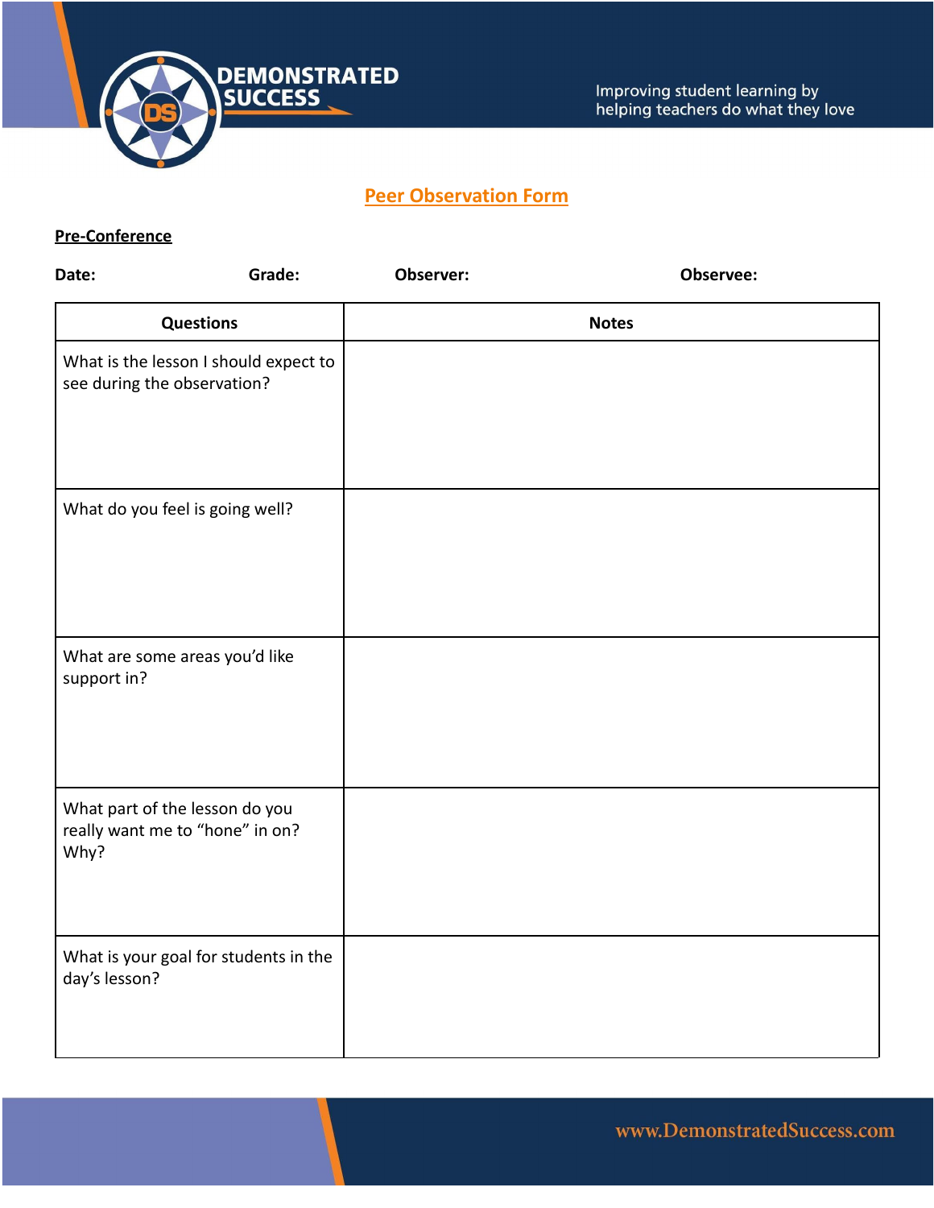# Peer Observation Form

## Pre-Conference

**Date:** **Grade:** **Observer:** **Observee:**

| Questions | Notes |
|---|---|
| What is the lesson I should expect to see during the observation? | |
| What do you feel is going well? | |
| What are some areas you'd like support in? | |
| What part of the lesson do you really want me to "hone" in on? Why? | |
| What is your goal for students in the day's lesson? | |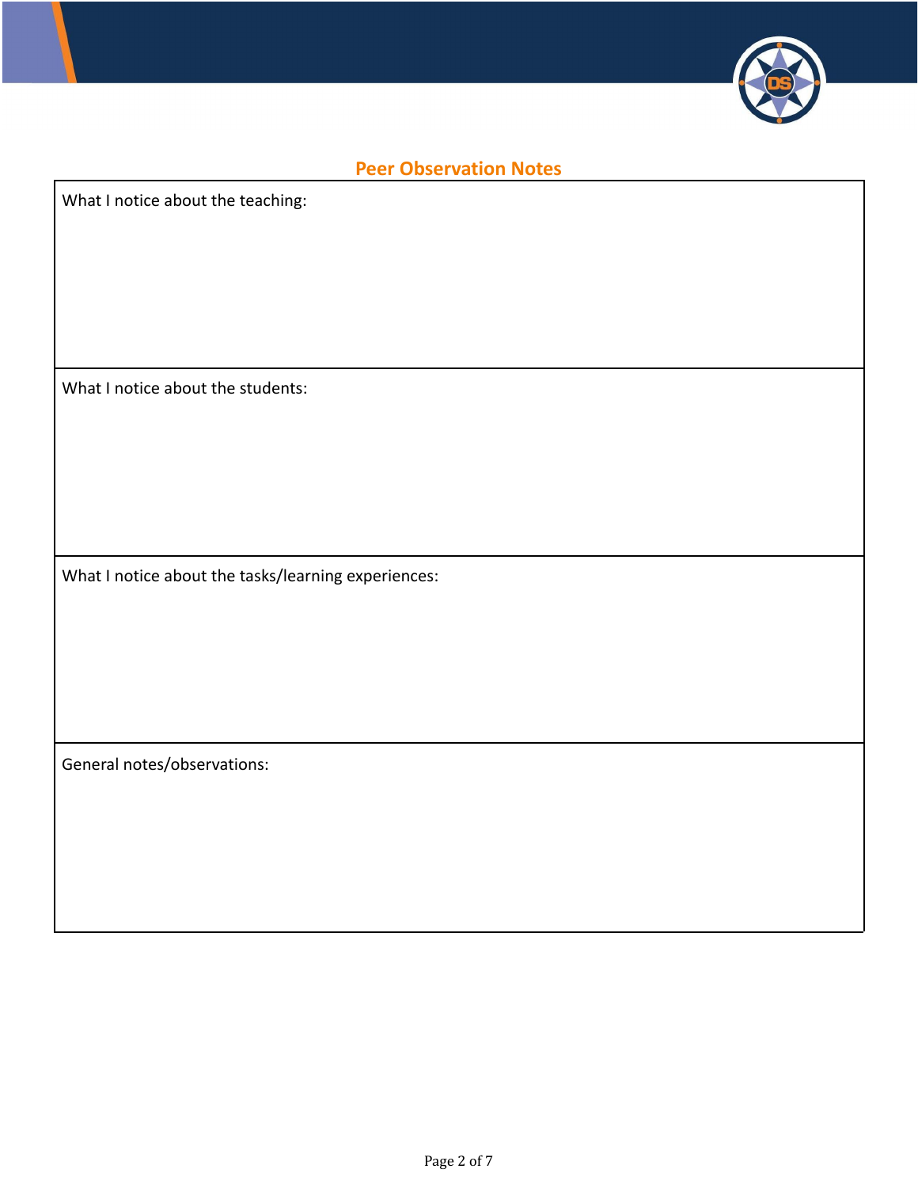## Peer Observation Notes

| What I notice about the teaching: |
| --- |
| What I notice about the students: |
| What I notice about the tasks/learning experiences: |
| General notes/observations: |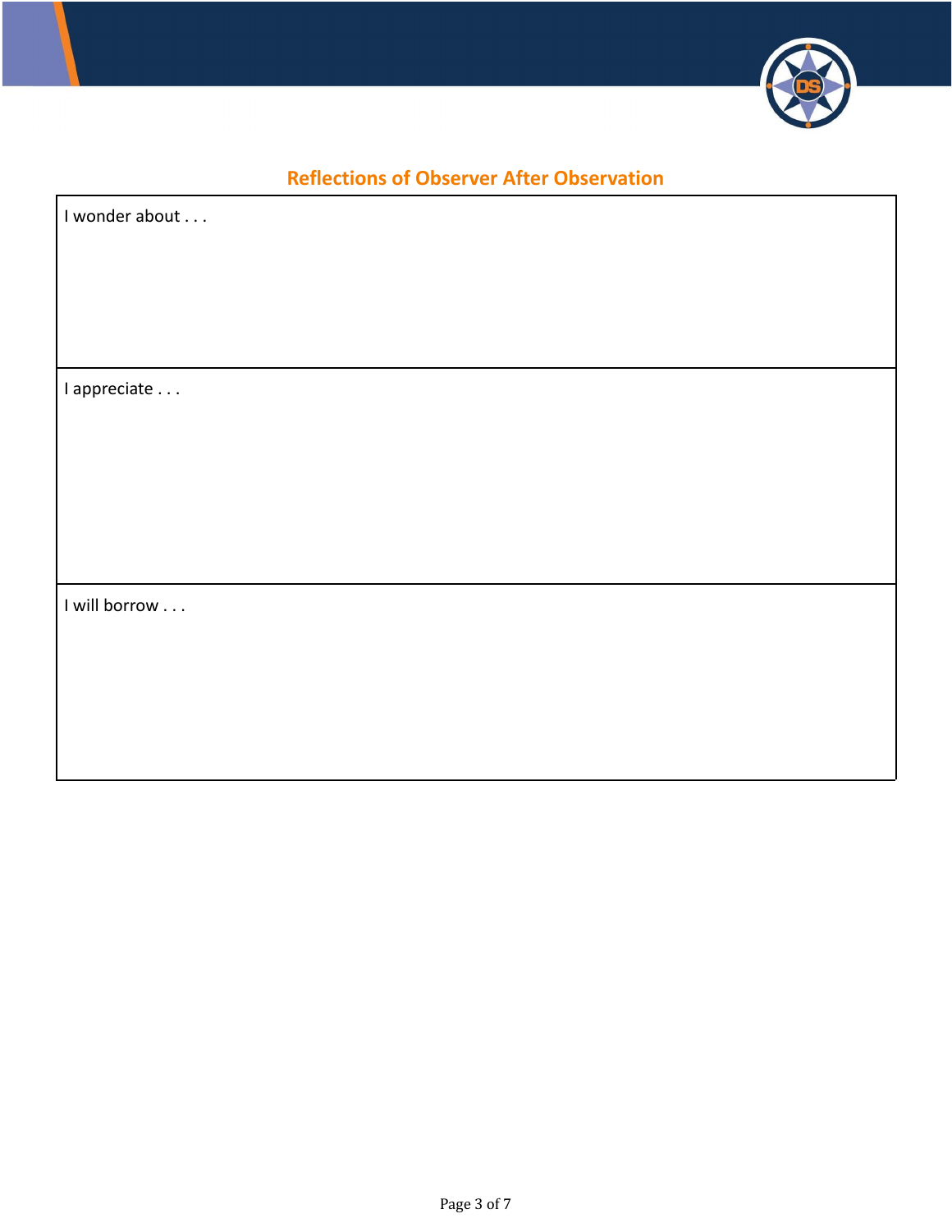## Reflections of Observer After Observation

| I wonder about . . . |
| --- |
| I appreciate . . . |
| I will borrow . . . |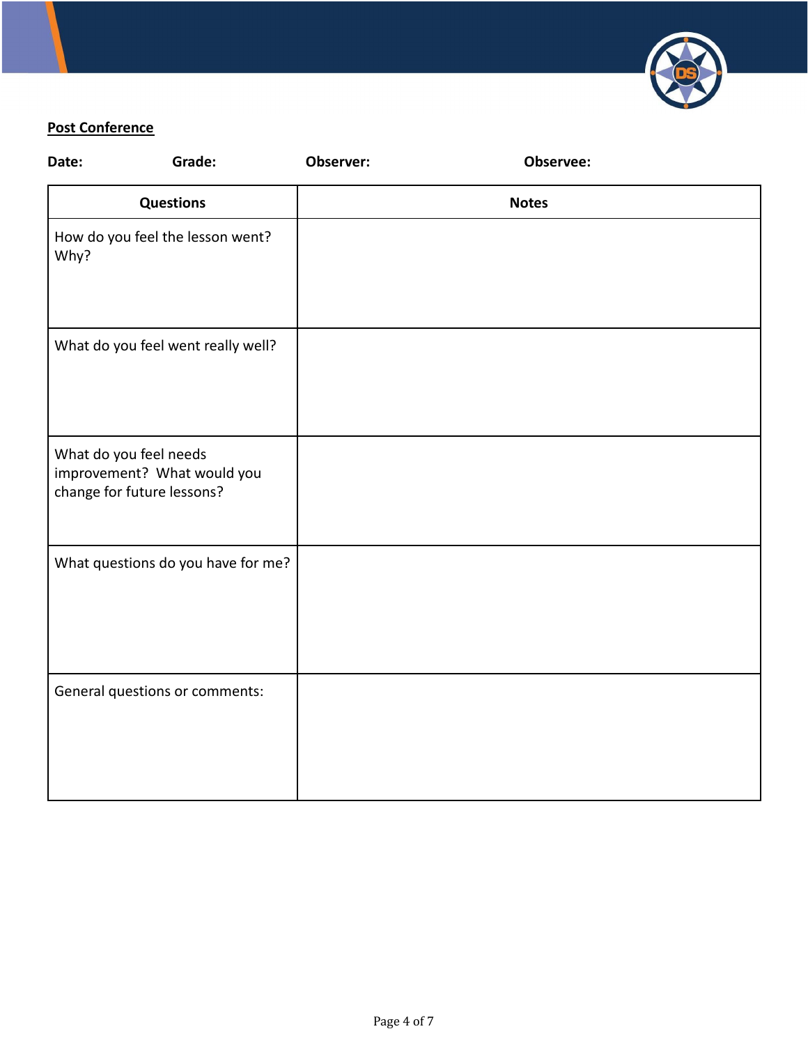**Post Conference**

**Date:** **Grade:** **Observer:** **Observee:**

| Questions | Notes |
|---|---|
| How do you feel the lesson went? Why? | |
| What do you feel went really well? | |
| What do you feel needs improvement? What would you change for future lessons? | |
| What questions do you have for me? | |
| General questions or comments: | |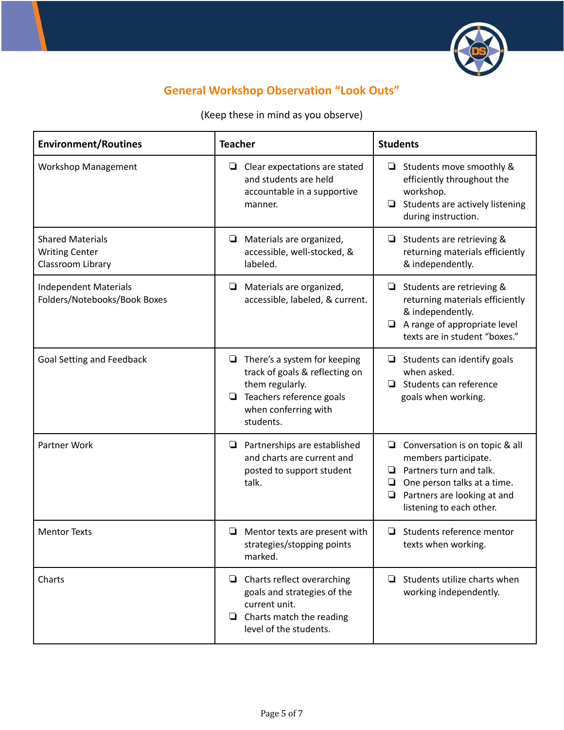## General Workshop Observation "Look Outs"

(Keep these in mind as you observe)

| Environment/Routines | Teacher | Students |
|---|---|---|
| Workshop Management | ❏ Clear expectations are stated and students are held accountable in a supportive manner. | ❏ Students move smoothly & efficiently throughout the workshop.<br>❏ Students are actively listening during instruction. |
| Shared Materials<br>Writing Center<br>Classroom Library | ❏ Materials are organized, accessible, well-stocked, & labeled. | ❏ Students are retrieving & returning materials efficiently & independently. |
| Independent Materials<br>Folders/Notebooks/Book Boxes | ❏ Materials are organized, accessible, labeled, & current. | ❏ Students are retrieving & returning materials efficiently & independently.<br>❏ A range of appropriate level texts are in student "boxes." |
| Goal Setting and Feedback | ❏ There's a system for keeping track of goals & reflecting on them regularly.<br>❏ Teachers reference goals when conferring with students. | ❏ Students can identify goals when asked.<br>❏ Students can reference goals when working. |
| Partner Work | ❏ Partnerships are established and charts are current and posted to support student talk. | ❏ Conversation is on topic & all members participate.<br>❏ Partners turn and talk.<br>❏ One person talks at a time.<br>❏ Partners are looking at and listening to each other. |
| Mentor Texts | ❏ Mentor texts are present with strategies/stopping points marked. | ❏ Students reference mentor texts when working. |
| Charts | ❏ Charts reflect overarching goals and strategies of the current unit.<br>❏ Charts match the reading level of the students. | ❏ Students utilize charts when working independently. |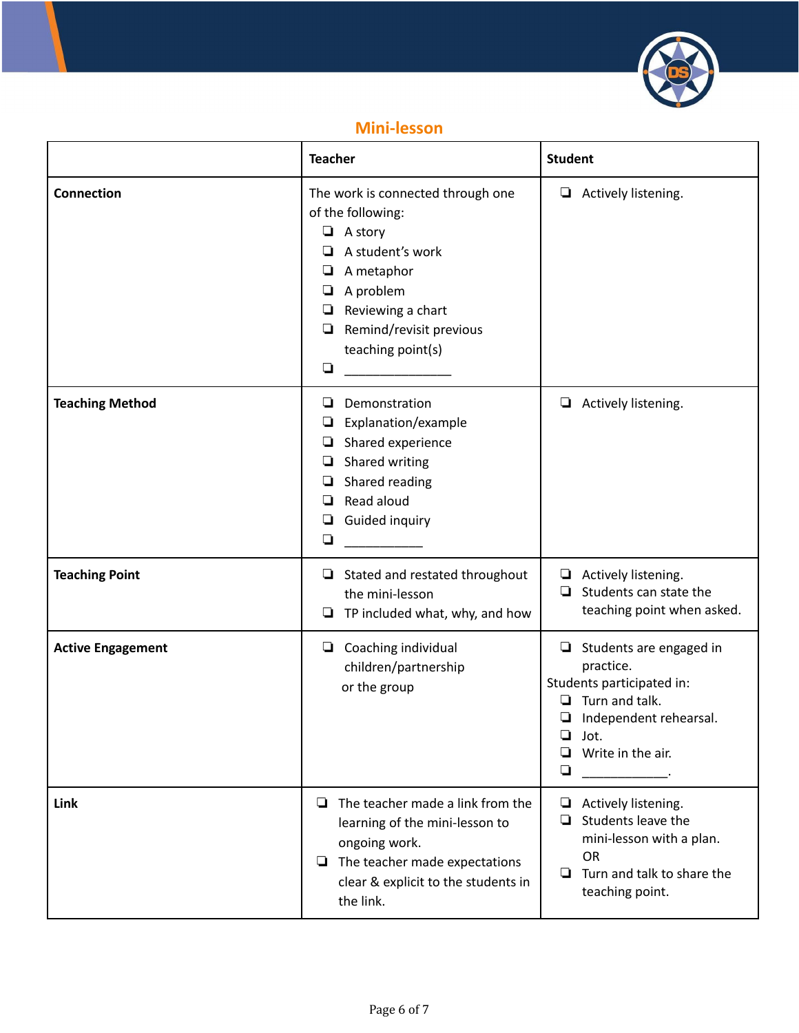## Mini-lesson

| | Teacher | Student |
|---|---|---|
| **Connection** | The work is connected through one of the following:<br>❏ A story<br>❏ A student's work<br>❏ A metaphor<br>❏ A problem<br>❏ Reviewing a chart<br>❏ Remind/revisit previous teaching point(s)<br>❏ _______________ | ❏ Actively listening. |
| **Teaching Method** | ❏ Demonstration<br>❏ Explanation/example<br>❏ Shared experience<br>❏ Shared writing<br>❏ Shared reading<br>❏ Read aloud<br>❏ Guided inquiry<br>❏ ___________ | ❏ Actively listening. |
| **Teaching Point** | ❏ Stated and restated throughout the mini-lesson<br>❏ TP included what, why, and how | ❏ Actively listening.<br>❏ Students can state the teaching point when asked. |
| **Active Engagement** | ❏ Coaching individual children/partnership or the group | ❏ Students are engaged in practice.<br>Students participated in:<br>❏ Turn and talk.<br>❏ Independent rehearsal.<br>❏ Jot.<br>❏ Write in the air.<br>❏ ____________. |
| **Link** | ❏ The teacher made a link from the learning of the mini-lesson to ongoing work.<br>❏ The teacher made expectations clear & explicit to the students in the link. | ❏ Actively listening.<br>❏ Students leave the mini-lesson with a plan.<br>OR<br>❏ Turn and talk to share the teaching point. |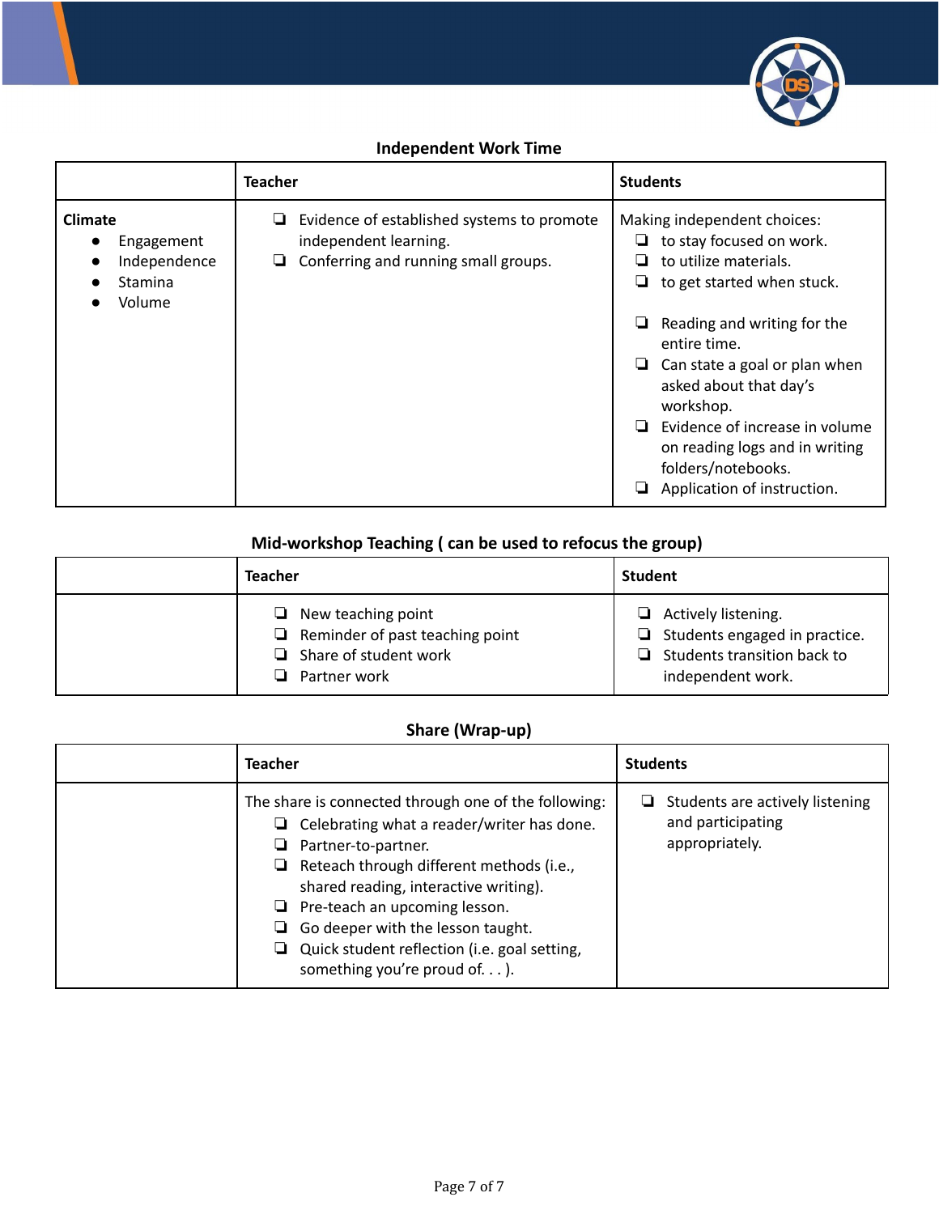**Independent Work Time**

| | Teacher | Students |
|---|---|---|
| **Climate**<br>• Engagement<br>• Independence<br>• Stamina<br>• Volume | ❑ Evidence of established systems to promote independent learning.<br>❑ Conferring and running small groups. | Making independent choices:<br>❑ to stay focused on work.<br>❑ to utilize materials.<br>❑ to get started when stuck.<br><br>❑ Reading and writing for the entire time.<br>❑ Can state a goal or plan when asked about that day's workshop.<br>❑ Evidence of increase in volume on reading logs and in writing folders/notebooks.<br>❑ Application of instruction. |

**Mid-workshop Teaching ( can be used to refocus the group)**

| | Teacher | Student |
|---|---|---|
| | ❑ New teaching point<br>❑ Reminder of past teaching point<br>❑ Share of student work<br>❑ Partner work | ❑ Actively listening.<br>❑ Students engaged in practice.<br>❑ Students transition back to independent work. |

**Share (Wrap-up)**

| | Teacher | Students |
|---|---|---|
| | The share is connected through one of the following:<br>❑ Celebrating what a reader/writer has done.<br>❑ Partner-to-partner.<br>❑ Reteach through different methods (i.e., shared reading, interactive writing).<br>❑ Pre-teach an upcoming lesson.<br>❑ Go deeper with the lesson taught.<br>❑ Quick student reflection (i.e. goal setting, something you're proud of. . . ). | ❑ Students are actively listening and participating appropriately. |